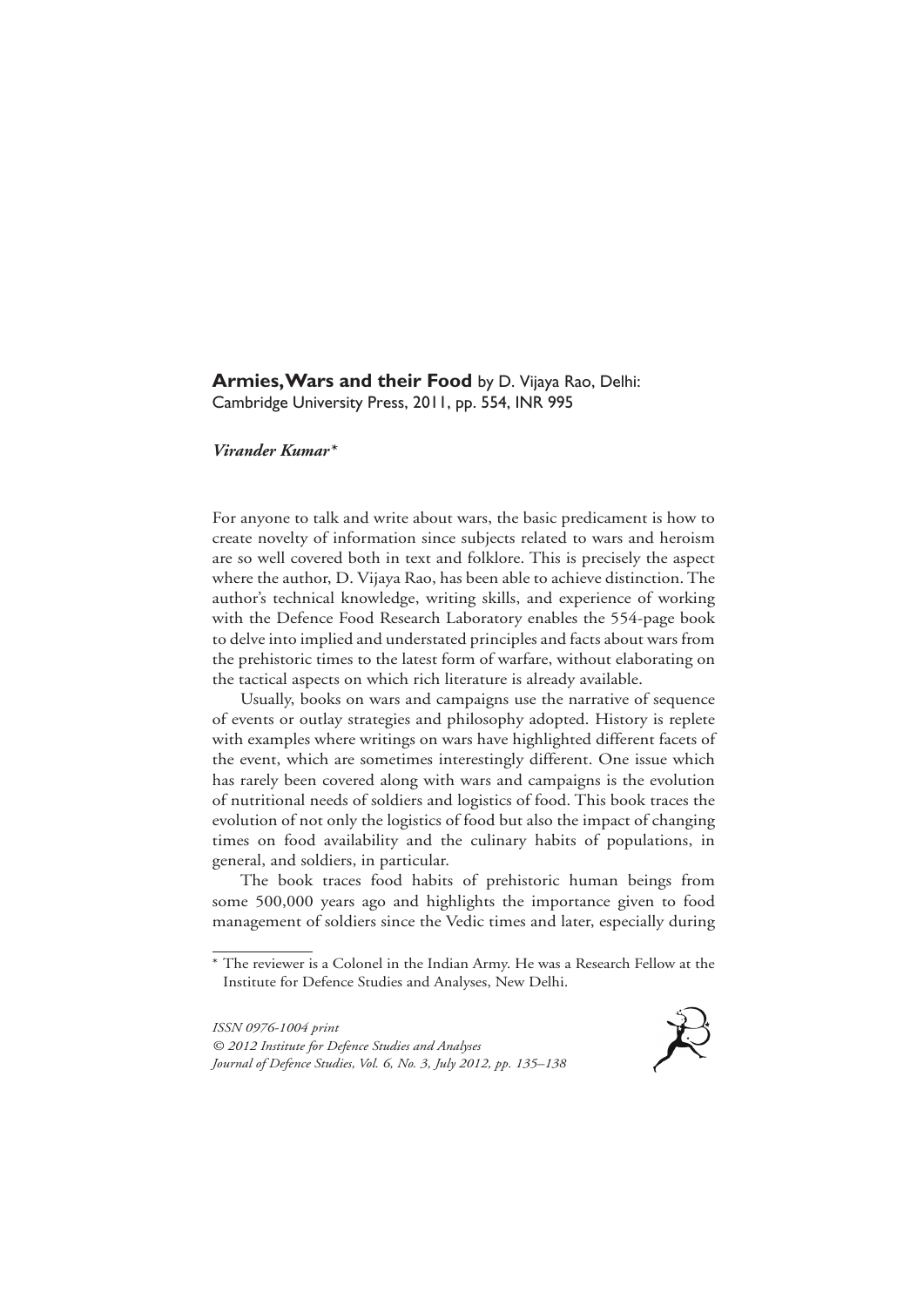**Armies, Wars and their Food** by D. Vijaya Rao, Delhi: Cambridge University Press, 2011, pp. 554, INR 995

***Virander Kumar****

For anyone to talk and write about wars, the basic predicament is how to create novelty of information since subjects related to wars and heroism are so well covered both in text and folklore. This is precisely the aspect where the author, D. Vijaya Rao, has been able to achieve distinction. The author's technical knowledge, writing skills, and experience of working with the Defence Food Research Laboratory enables the 554-page book to delve into implied and understated principles and facts about wars from the prehistoric times to the latest form of warfare, without elaborating on the tactical aspects on which rich literature is already available.

Usually, books on wars and campaigns use the narrative of sequence of events or outlay strategies and philosophy adopted. History is replete with examples where writings on wars have highlighted different facets of the event, which are sometimes interestingly different. One issue which has rarely been covered along with wars and campaigns is the evolution of nutritional needs of soldiers and logistics of food. This book traces the evolution of not only the logistics of food but also the impact of changing times on food availability and the culinary habits of populations, in general, and soldiers, in particular.

The book traces food habits of prehistoric human beings from some 500,000 years ago and highlights the importance given to food management of soldiers since the Vedic times and later, especially during

---

* The reviewer is a Colonel in the Indian Army. He was a Research Fellow at the Institute for Defence Studies and Analyses, New Delhi.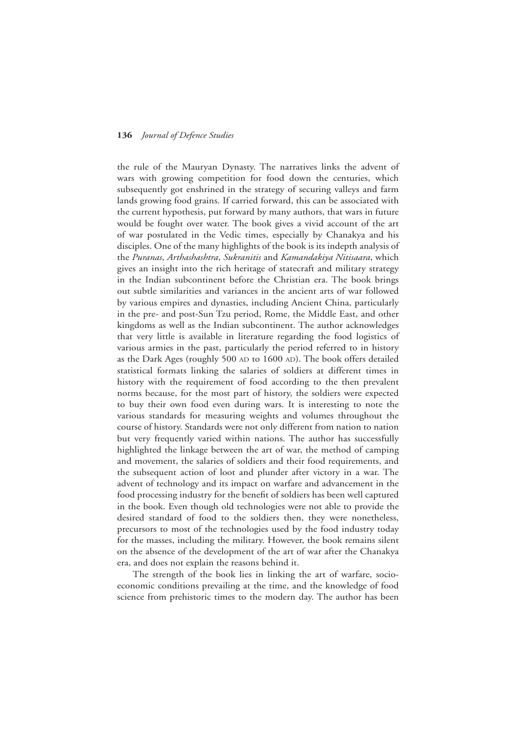the rule of the Mauryan Dynasty. The narratives links the advent of wars with growing competition for food down the centuries, which subsequently got enshrined in the strategy of securing valleys and farm lands growing food grains. If carried forward, this can be associated with the current hypothesis, put forward by many authors, that wars in future would be fought over water. The book gives a vivid account of the art of war postulated in the Vedic times, especially by Chanakya and his disciples. One of the many highlights of the book is its indepth analysis of the *Puranas*, *Arthashashtra*, *Sukranitis* and *Kamandakiya Nitisaara*, which gives an insight into the rich heritage of statecraft and military strategy in the Indian subcontinent before the Christian era. The book brings out subtle similarities and variances in the ancient arts of war followed by various empires and dynasties, including Ancient China, particularly in the pre- and post-Sun Tzu period, Rome, the Middle East, and other kingdoms as well as the Indian subcontinent. The author acknowledges that very little is available in literature regarding the food logistics of various armies in the past, particularly the period referred to in history as the Dark Ages (roughly 500 AD to 1600 AD). The book offers detailed statistical formats linking the salaries of soldiers at different times in history with the requirement of food according to the then prevalent norms because, for the most part of history, the soldiers were expected to buy their own food even during wars. It is interesting to note the various standards for measuring weights and volumes throughout the course of history. Standards were not only different from nation to nation but very frequently varied within nations. The author has successfully highlighted the linkage between the art of war, the method of camping and movement, the salaries of soldiers and their food requirements, and the subsequent action of loot and plunder after victory in a war. The advent of technology and its impact on warfare and advancement in the food processing industry for the benefit of soldiers has been well captured in the book. Even though old technologies were not able to provide the desired standard of food to the soldiers then, they were nonetheless, precursors to most of the technologies used by the food industry today for the masses, including the military. However, the book remains silent on the absence of the development of the art of war after the Chanakya era, and does not explain the reasons behind it.

The strength of the book lies in linking the art of warfare, socio-economic conditions prevailing at the time, and the knowledge of food science from prehistoric times to the modern day. The author has been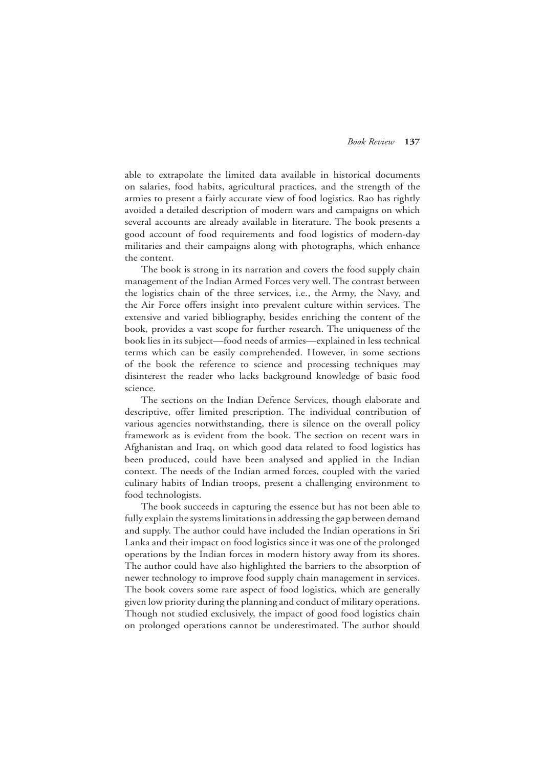able to extrapolate the limited data available in historical documents on salaries, food habits, agricultural practices, and the strength of the armies to present a fairly accurate view of food logistics. Rao has rightly avoided a detailed description of modern wars and campaigns on which several accounts are already available in literature. The book presents a good account of food requirements and food logistics of modern-day militaries and their campaigns along with photographs, which enhance the content.

The book is strong in its narration and covers the food supply chain management of the Indian Armed Forces very well. The contrast between the logistics chain of the three services, i.e., the Army, the Navy, and the Air Force offers insight into prevalent culture within services. The extensive and varied bibliography, besides enriching the content of the book, provides a vast scope for further research. The uniqueness of the book lies in its subject—food needs of armies—explained in less technical terms which can be easily comprehended. However, in some sections of the book the reference to science and processing techniques may disinterest the reader who lacks background knowledge of basic food science.

The sections on the Indian Defence Services, though elaborate and descriptive, offer limited prescription. The individual contribution of various agencies notwithstanding, there is silence on the overall policy framework as is evident from the book. The section on recent wars in Afghanistan and Iraq, on which good data related to food logistics has been produced, could have been analysed and applied in the Indian context. The needs of the Indian armed forces, coupled with the varied culinary habits of Indian troops, present a challenging environment to food technologists.

The book succeeds in capturing the essence but has not been able to fully explain the systems limitations in addressing the gap between demand and supply. The author could have included the Indian operations in Sri Lanka and their impact on food logistics since it was one of the prolonged operations by the Indian forces in modern history away from its shores. The author could have also highlighted the barriers to the absorption of newer technology to improve food supply chain management in services. The book covers some rare aspect of food logistics, which are generally given low priority during the planning and conduct of military operations. Though not studied exclusively, the impact of good food logistics chain on prolonged operations cannot be underestimated. The author should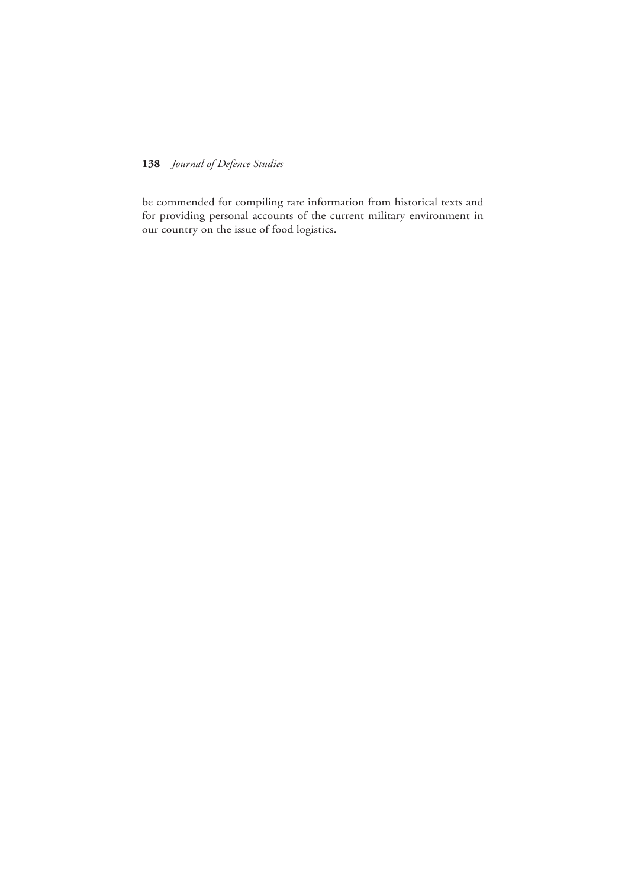be commended for compiling rare information from historical texts and for providing personal accounts of the current military environment in our country on the issue of food logistics.